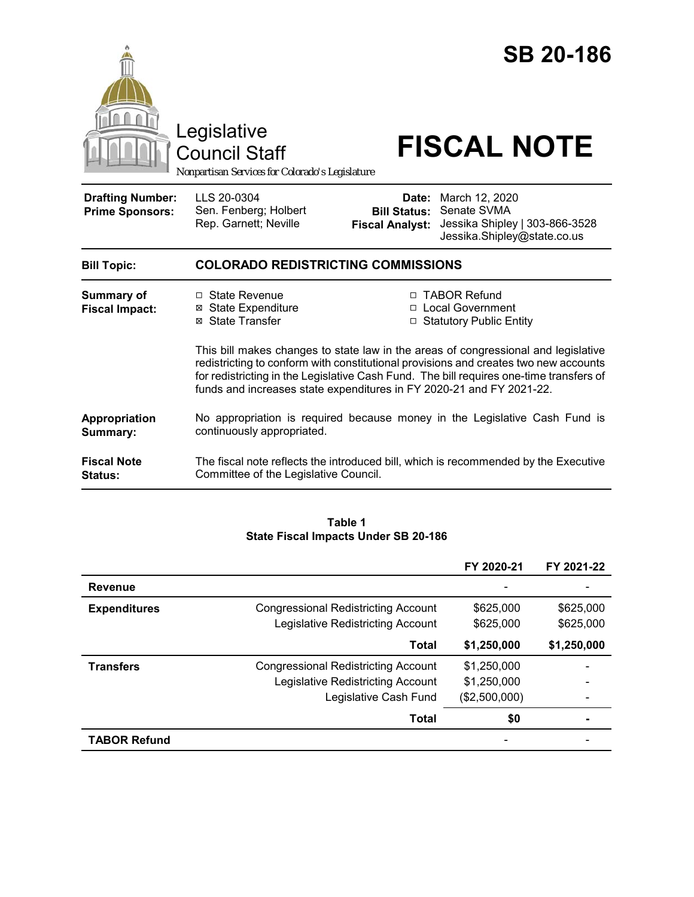# SB 20-186

Legislative Council Staff

*Nonpartisan Services for Colorado's Legislature*

# FISCAL NOTE

| | | | |
|---|---|---|---|
| **Drafting Number:** | LLS 20-0304 | **Date:** | March 12, 2020 |
| **Prime Sponsors:** | Sen. Fenberg; Holbert<br>Rep. Garnett; Neville | **Bill Status:** | Senate SVMA |
| | | **Fiscal Analyst:** | Jessika Shipley \| 303-866-3528<br>Jessika.Shipley@state.co.us |

| | |
|---|---|
| **Bill Topic:** | **COLORADO REDISTRICTING COMMISSIONS** |
| **Summary of Fiscal Impact:** | ☐ State Revenue<br>☒ State Expenditure<br>☒ State Transfer<br>☐ TABOR Refund<br>☐ Local Government<br>☐ Statutory Public Entity<br><br>This bill makes changes to state law in the areas of congressional and legislative redistricting to conform with constitutional provisions and creates two new accounts for redistricting in the Legislative Cash Fund. The bill requires one-time transfers of funds and increases state expenditures in FY 2020-21 and FY 2021-22. |
| **Appropriation Summary:** | No appropriation is required because money in the Legislative Cash Fund is continuously appropriated. |
| **Fiscal Note Status:** | The fiscal note reflects the introduced bill, which is recommended by the Executive Committee of the Legislative Council. |

**Table 1**
**State Fiscal Impacts Under SB 20-186**

| | | FY 2020-21 | FY 2021-22 |
|---|---|---|---|
| **Revenue** | | - | - |
| **Expenditures** | Congressional Redistricting Account | $625,000 | $625,000 |
| | Legislative Redistricting Account | $625,000 | $625,000 |
| | **Total** | **$1,250,000** | **$1,250,000** |
| **Transfers** | Congressional Redistricting Account | $1,250,000 | - |
| | Legislative Redistricting Account | $1,250,000 | - |
| | Legislative Cash Fund | ($2,500,000) | - |
| | **Total** | **$0** | **-** |
| **TABOR Refund** | | - | - |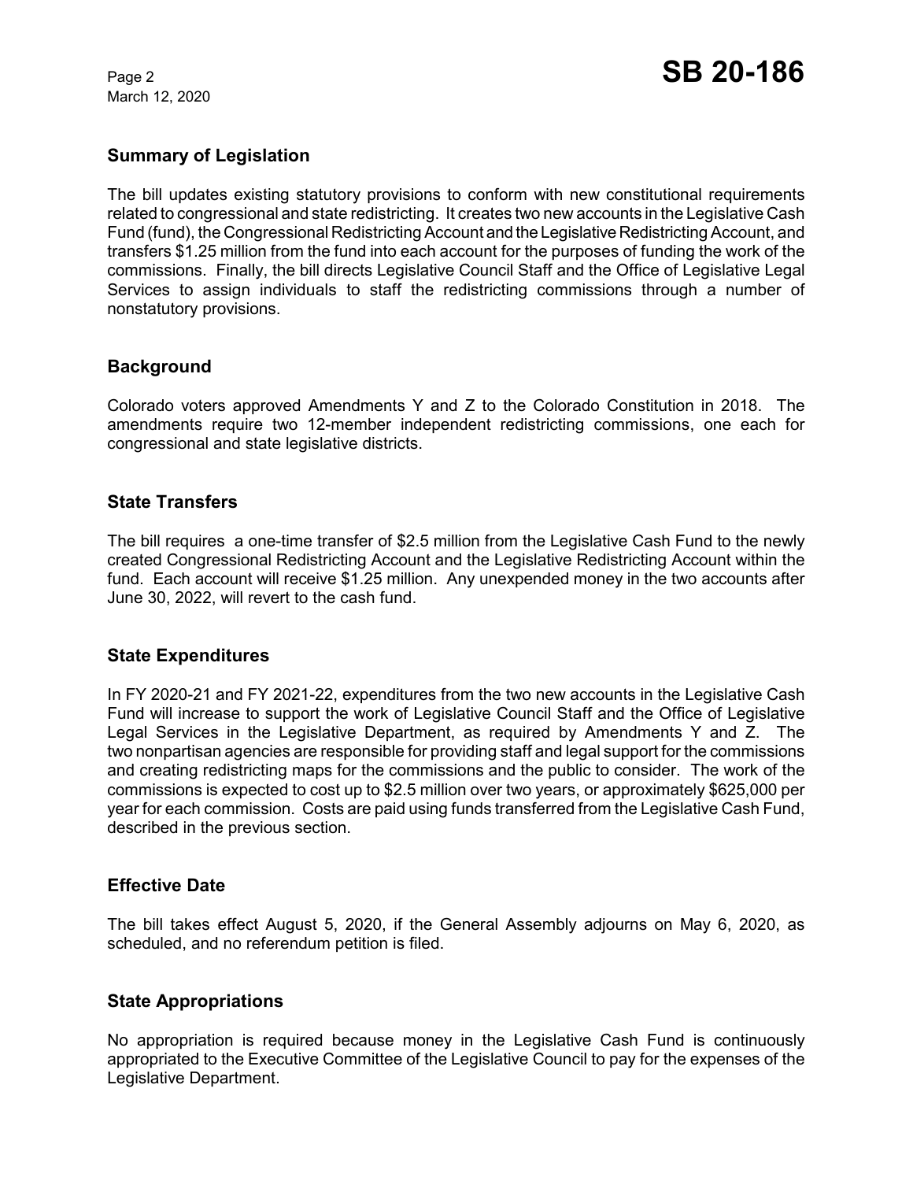## Summary of Legislation

The bill updates existing statutory provisions to conform with new constitutional requirements related to congressional and state redistricting. It creates two new accounts in the Legislative Cash Fund (fund), the Congressional Redistricting Account and the Legislative Redistricting Account, and transfers $1.25 million from the fund into each account for the purposes of funding the work of the commissions. Finally, the bill directs Legislative Council Staff and the Office of Legislative Legal Services to assign individuals to staff the redistricting commissions through a number of nonstatutory provisions.

## Background

Colorado voters approved Amendments Y and Z to the Colorado Constitution in 2018. The amendments require two 12-member independent redistricting commissions, one each for congressional and state legislative districts.

## State Transfers

The bill requires a one-time transfer of $2.5 million from the Legislative Cash Fund to the newly created Congressional Redistricting Account and the Legislative Redistricting Account within the fund. Each account will receive $1.25 million. Any unexpended money in the two accounts after June 30, 2022, will revert to the cash fund.

## State Expenditures

In FY 2020-21 and FY 2021-22, expenditures from the two new accounts in the Legislative Cash Fund will increase to support the work of Legislative Council Staff and the Office of Legislative Legal Services in the Legislative Department, as required by Amendments Y and Z. The two nonpartisan agencies are responsible for providing staff and legal support for the commissions and creating redistricting maps for the commissions and the public to consider. The work of the commissions is expected to cost up to $2.5 million over two years, or approximately $625,000 per year for each commission. Costs are paid using funds transferred from the Legislative Cash Fund, described in the previous section.

## Effective Date

The bill takes effect August 5, 2020, if the General Assembly adjourns on May 6, 2020, as scheduled, and no referendum petition is filed.

## State Appropriations

No appropriation is required because money in the Legislative Cash Fund is continuously appropriated to the Executive Committee of the Legislative Council to pay for the expenses of the Legislative Department.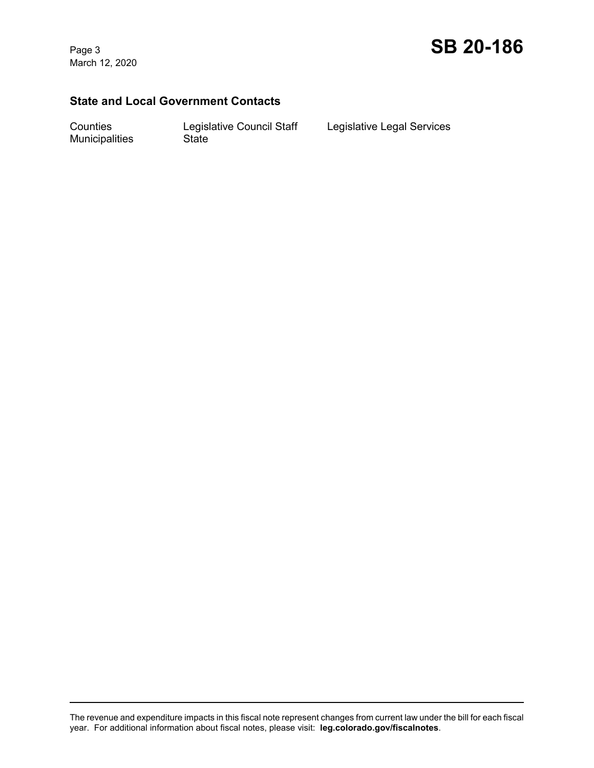## State and Local Government Contacts

| | | |
|---|---|---|
| Counties | Legislative Council Staff | Legislative Legal Services |
| Municipalities | State | |

The revenue and expenditure impacts in this fiscal note represent changes from current law under the bill for each fiscal year. For additional information about fiscal notes, please visit: **leg.colorado.gov/fiscalnotes**.